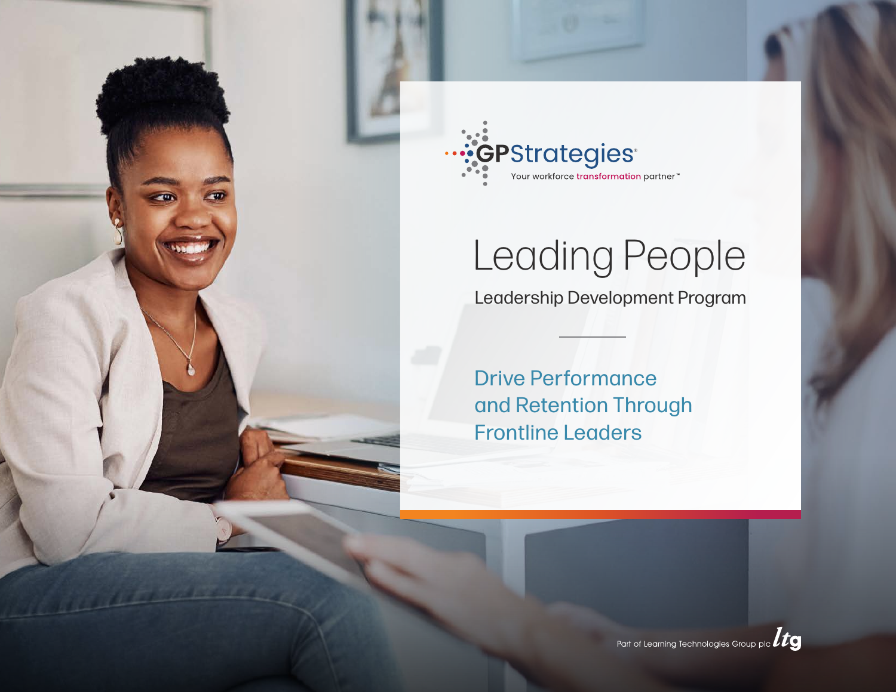GPStrategies®

Your workforce transformation partner™

# Leading People

## Leadership Development Program

---

### Drive Performance and Retention Through Frontline Leaders

Part of Learning Technologies Group plc ltg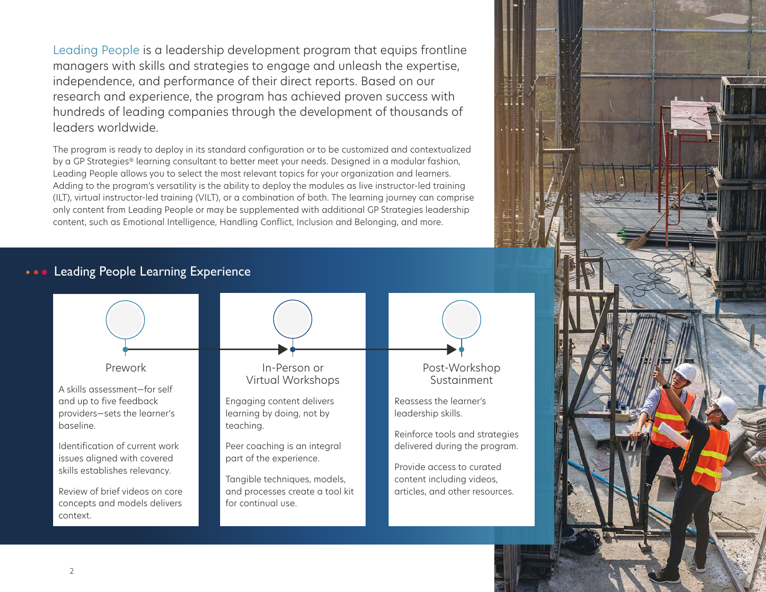Leading People is a leadership development program that equips frontline managers with skills and strategies to engage and unleash the expertise, independence, and performance of their direct reports. Based on our research and experience, the program has achieved proven success with hundreds of leading companies through the development of thousands of leaders worldwide.

The program is ready to deploy in its standard configuration or to be customized and contextualized by a GP Strategies® learning consultant to better meet your needs. Designed in a modular fashion, Leading People allows you to select the most relevant topics for your organization and learners. Adding to the program's versatility is the ability to deploy the modules as live instructor-led training (ILT), virtual instructor-led training (VILT), or a combination of both. The learning journey can comprise only content from Leading People or may be supplemented with additional GP Strategies leadership content, such as Emotional Intelligence, Handling Conflict, Inclusion and Belonging, and more.

## Leading People Learning Experience

### Prework

A skills assessment—for self and up to five feedback providers—sets the learner's baseline.

Identification of current work issues aligned with covered skills establishes relevancy.

Review of brief videos on core concepts and models delivers context.

### In-Person or Virtual Workshops

Engaging content delivers learning by doing, not by teaching.

Peer coaching is an integral part of the experience.

Tangible techniques, models, and processes create a tool kit for continual use.

### Post-Workshop Sustainment

Reassess the learner's leadership skills.

Reinforce tools and strategies delivered during the program.

Provide access to curated content including videos, articles, and other resources.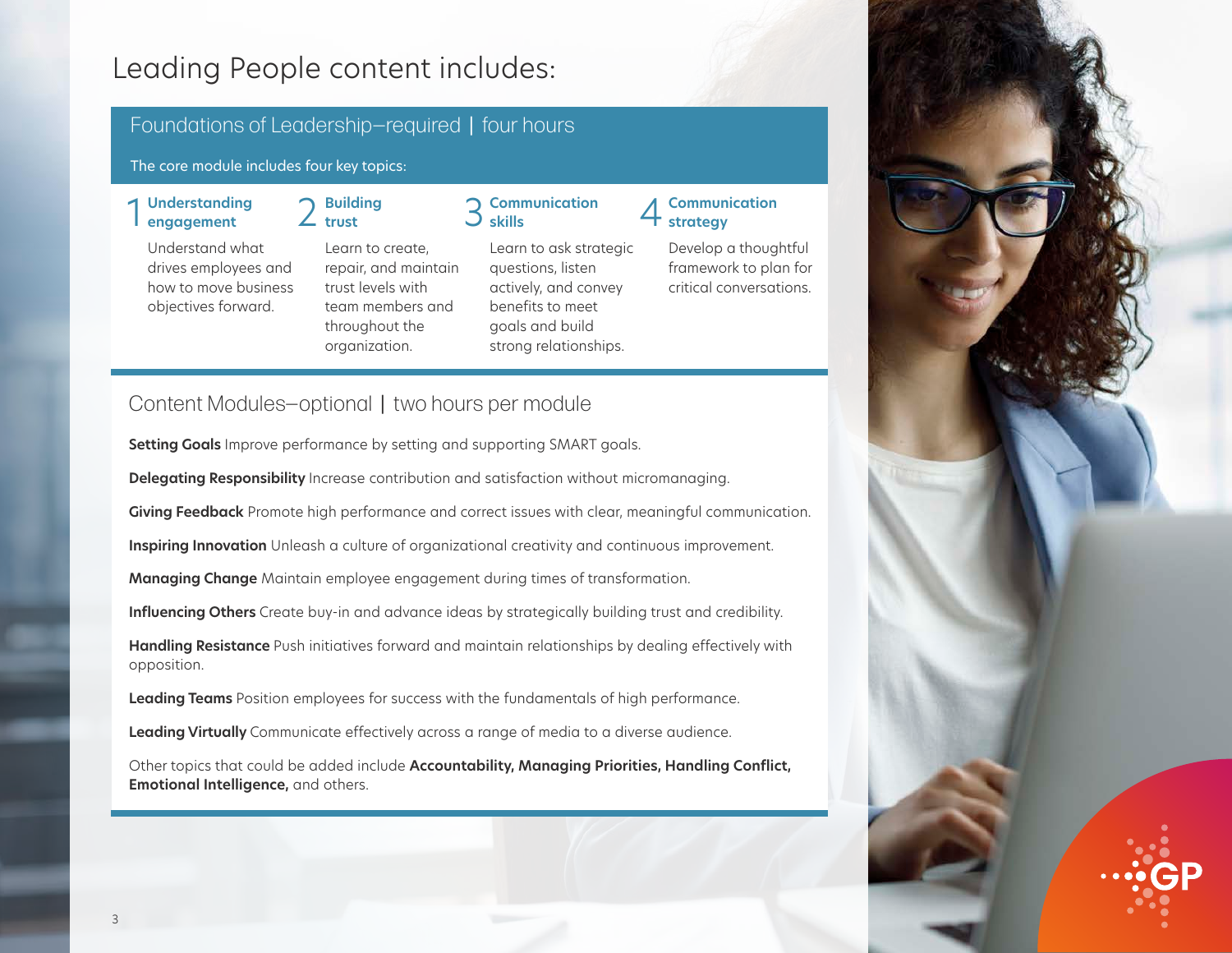# Leading People content includes:

## Foundations of Leadership—required | four hours

The core module includes four key topics:

### 1 Understanding engagement

Understand what drives employees and how to move business objectives forward.

### 2 Building trust

Learn to create, repair, and maintain trust levels with team members and throughout the organization.

### 3 Communication skills

Learn to ask strategic questions, listen actively, and convey benefits to meet goals and build strong relationships.

### 4 Communication strategy

Develop a thoughtful framework to plan for critical conversations.

## Content Modules—optional | two hours per module

**Setting Goals** Improve performance by setting and supporting SMART goals.

**Delegating Responsibility** Increase contribution and satisfaction without micromanaging.

**Giving Feedback** Promote high performance and correct issues with clear, meaningful communication.

**Inspiring Innovation** Unleash a culture of organizational creativity and continuous improvement.

**Managing Change** Maintain employee engagement during times of transformation.

**Influencing Others** Create buy-in and advance ideas by strategically building trust and credibility.

**Handling Resistance** Push initiatives forward and maintain relationships by dealing effectively with opposition.

**Leading Teams** Position employees for success with the fundamentals of high performance.

**Leading Virtually** Communicate effectively across a range of media to a diverse audience.

Other topics that could be added include **Accountability, Managing Priorities, Handling Conflict, Emotional Intelligence,** and others.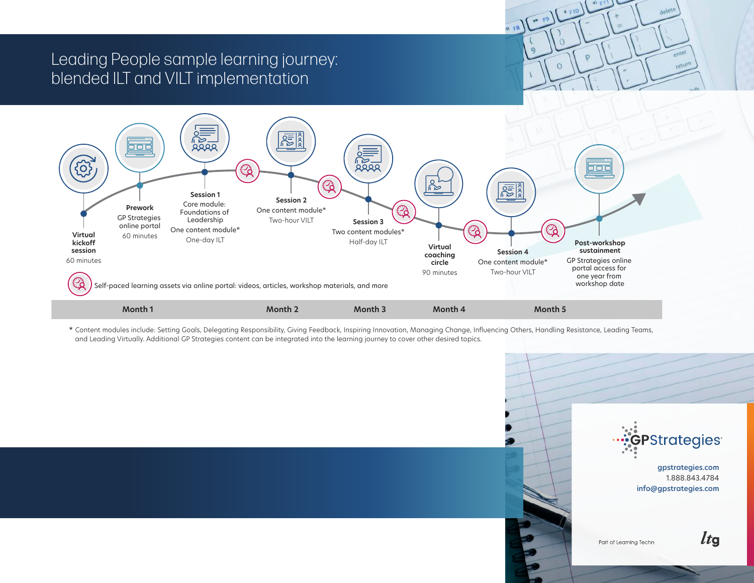# Leading People sample learning journey: blended ILT and VILT implementation

**Virtual kickoff session**
60 minutes

**Prework**
GP Strategies online portal
60 minutes

**Session 1**
Core module: Foundations of Leadership
One content module*
One-day ILT

**Session 2**
One content module*
Two-hour VILT

**Session 3**
Two content modules*
Half-day ILT

**Virtual coaching circle**
90 minutes

**Session 4**
One content module*
Two-hour VILT

**Post-workshop sustainment**
GP Strategies online portal access for one year from workshop date

Self-paced learning assets via online portal: videos, articles, workshop materials, and more

**Month 1** **Month 2** **Month 3** **Month 4** **Month 5**

\* Content modules include: Setting Goals, Delegating Responsibility, Giving Feedback, Inspiring Innovation, Managing Change, Influencing Others, Handling Resistance, Leading Teams, and Leading Virtually. Additional GP Strategies content can be integrated into the learning journey to cover other desired topics.

GPStrategies

gpstrategies.com
1.888.843.4784
info@gpstrategies.com

Part of Learning Techn

ltg